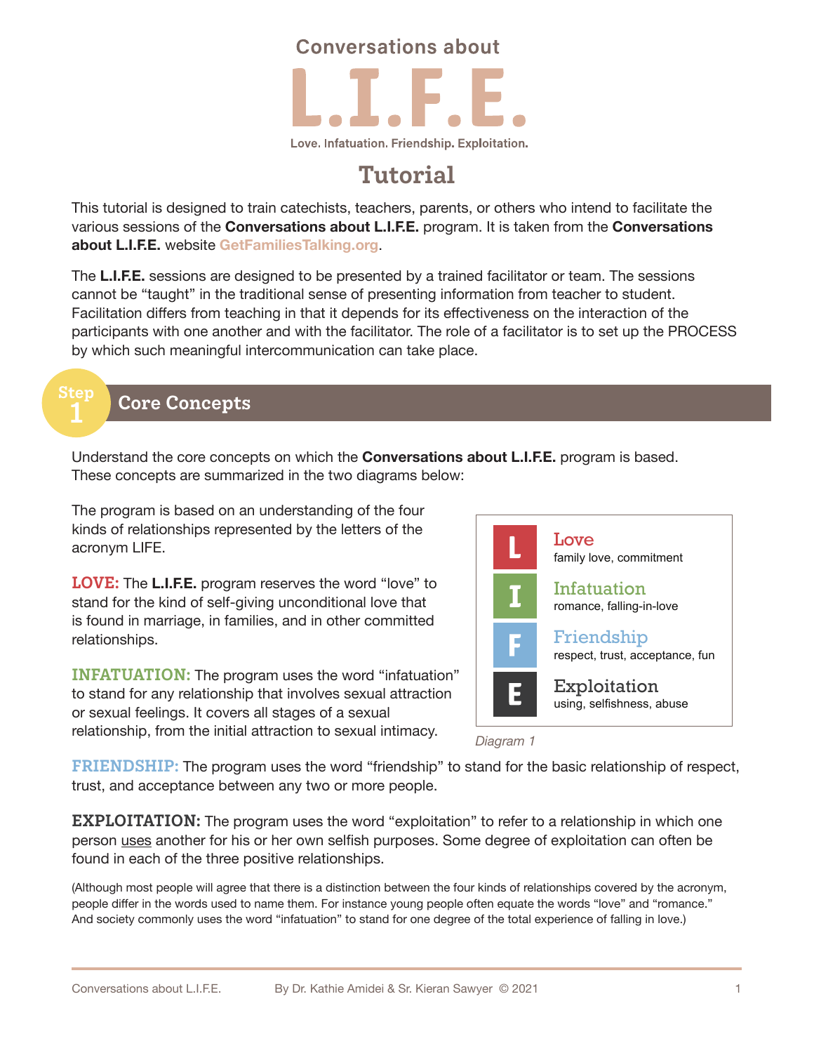Conversations about

# L.I.F.E.

Love. Infatuation. Friendship. Exploitation.

## Tutorial

This tutorial is designed to train catechists, teachers, parents, or others who intend to facilitate the various sessions of the **Conversations about L.I.F.E.** program. It is taken from the **Conversations about L.I.F.E.** website GetFamiliesTalking.org.

The **L.I.F.E.** sessions are designed to be presented by a trained facilitator or team. The sessions cannot be "taught" in the traditional sense of presenting information from teacher to student. Facilitation differs from teaching in that it depends for its effectiveness on the interaction of the participants with one another and with the facilitator. The role of a facilitator is to set up the PROCESS by which such meaningful intercommunication can take place.

## Step 1 Core Concepts

Understand the core concepts on which the **Conversations about L.I.F.E.** program is based. These concepts are summarized in the two diagrams below:

The program is based on an understanding of the four kinds of relationships represented by the letters of the acronym LIFE.

**LOVE:** The **L.I.F.E.** program reserves the word "love" to stand for the kind of self-giving unconditional love that is found in marriage, in families, and in other committed relationships.

**INFATUATION:** The program uses the word "infatuation" to stand for any relationship that involves sexual attraction or sexual feelings. It covers all stages of a sexual relationship, from the initial attraction to sexual intimacy.

**L** Love
family love, commitment

**I** Infatuation
romance, falling-in-love

**F** Friendship
respect, trust, acceptance, fun

**E** Exploitation
using, selfishness, abuse

*Diagram 1*

**FRIENDSHIP:** The program uses the word "friendship" to stand for the basic relationship of respect, trust, and acceptance between any two or more people.

**EXPLOITATION:** The program uses the word "exploitation" to refer to a relationship in which one person uses another for his or her own selfish purposes. Some degree of exploitation can often be found in each of the three positive relationships.

(Although most people will agree that there is a distinction between the four kinds of relationships covered by the acronym, people differ in the words used to name them. For instance young people often equate the words "love" and "romance." And society commonly uses the word "infatuation" to stand for one degree of the total experience of falling in love.)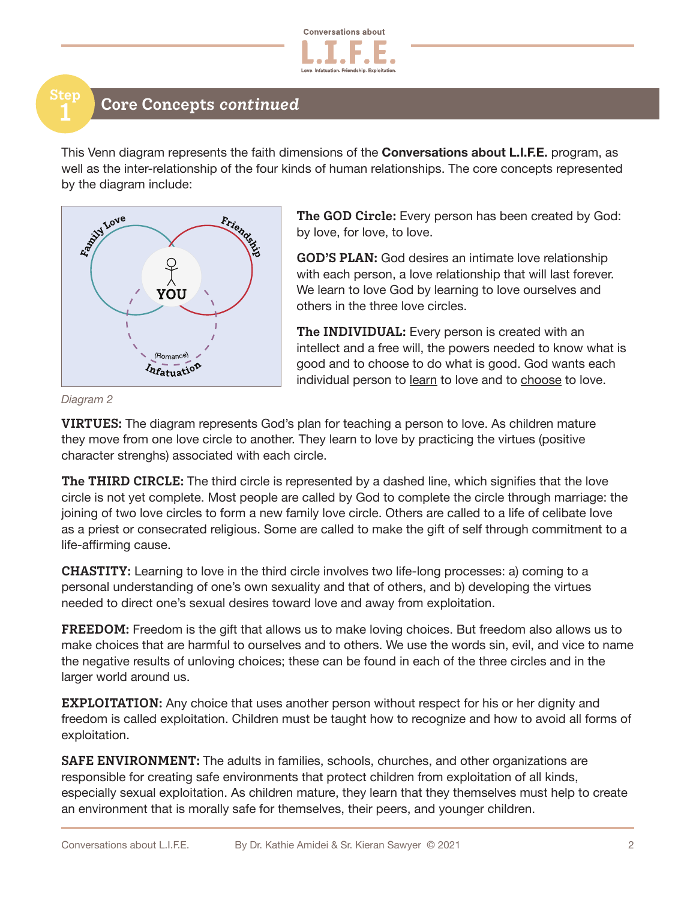## Step 1 Core Concepts *continued*

This Venn diagram represents the faith dimensions of the **Conversations about L.I.F.E.** program, as well as the inter-relationship of the four kinds of human relationships. The core concepts represented by the diagram include:

Family Love
Friendship
YOU
(Romance)
Infatuation

*Diagram 2*

**The GOD Circle:** Every person has been created by God: by love, for love, to love.

**GOD'S PLAN:** God desires an intimate love relationship with each person, a love relationship that will last forever. We learn to love God by learning to love ourselves and others in the three love circles.

**The INDIVIDUAL:** Every person is created with an intellect and a free will, the powers needed to know what is good and to choose to do what is good. God wants each individual person to learn to love and to choose to love.

**VIRTUES:** The diagram represents God's plan for teaching a person to love. As children mature they move from one love circle to another. They learn to love by practicing the virtues (positive character strenghs) associated with each circle.

**The THIRD CIRCLE:** The third circle is represented by a dashed line, which signifies that the love circle is not yet complete. Most people are called by God to complete the circle through marriage: the joining of two love circles to form a new family love circle. Others are called to a life of celibate love as a priest or consecrated religious. Some are called to make the gift of self through commitment to a life-affirming cause.

**CHASTITY:** Learning to love in the third circle involves two life-long processes: a) coming to a personal understanding of one's own sexuality and that of others, and b) developing the virtues needed to direct one's sexual desires toward love and away from exploitation.

**FREEDOM:** Freedom is the gift that allows us to make loving choices. But freedom also allows us to make choices that are harmful to ourselves and to others. We use the words sin, evil, and vice to name the negative results of unloving choices; these can be found in each of the three circles and in the larger world around us.

**EXPLOITATION:** Any choice that uses another person without respect for his or her dignity and freedom is called exploitation. Children must be taught how to recognize and how to avoid all forms of exploitation.

**SAFE ENVIRONMENT:** The adults in families, schools, churches, and other organizations are responsible for creating safe environments that protect children from exploitation of all kinds, especially sexual exploitation. As children mature, they learn that they themselves must help to create an environment that is morally safe for themselves, their peers, and younger children.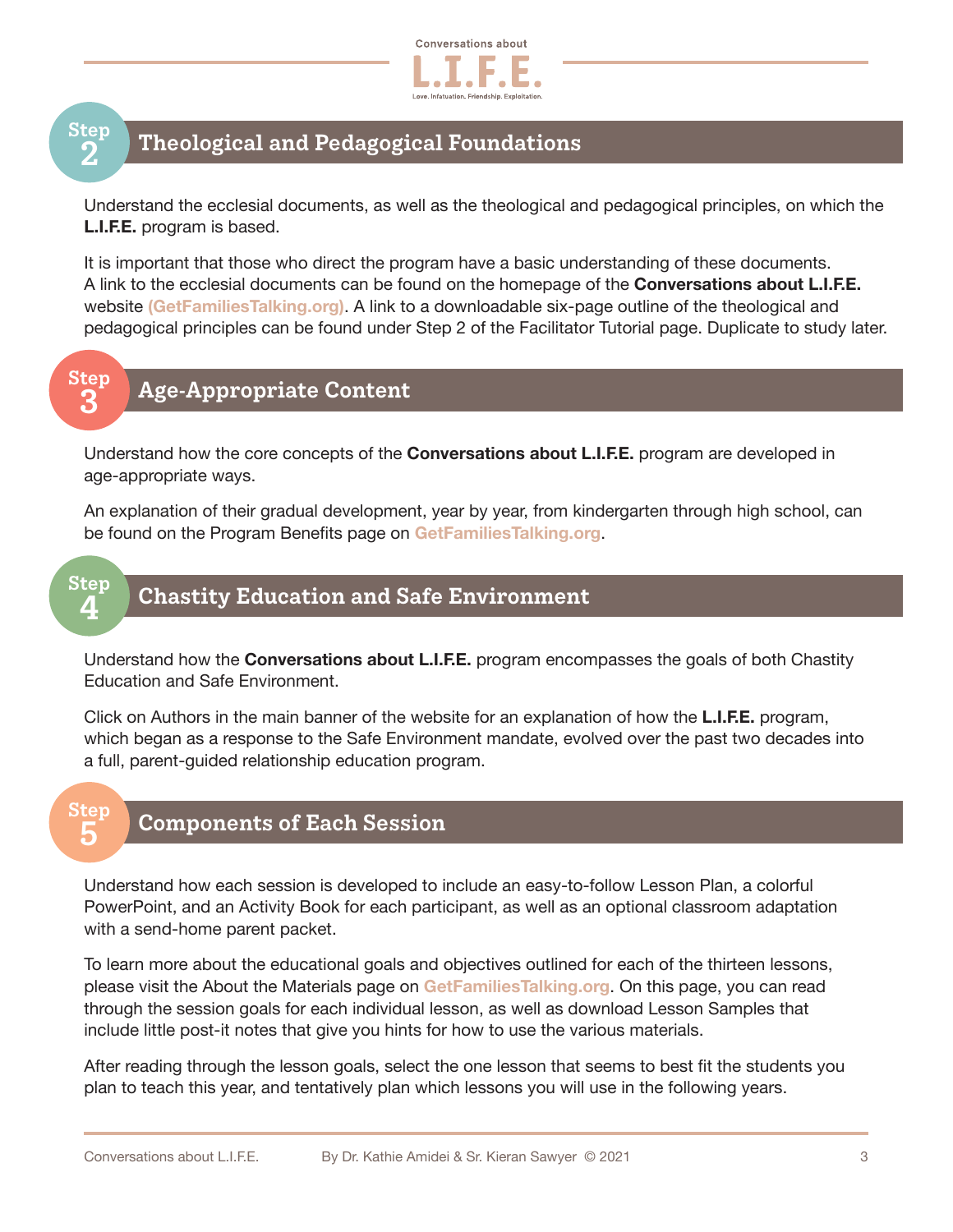## Step 2 Theological and Pedagogical Foundations

Understand the ecclesial documents, as well as the theological and pedagogical principles, on which the **L.I.F.E.** program is based.

It is important that those who direct the program have a basic understanding of these documents. A link to the ecclesial documents can be found on the homepage of the **Conversations about L.I.F.E.** website **(GetFamiliesTalking.org)**. A link to a downloadable six-page outline of the theological and pedagogical principles can be found under Step 2 of the Facilitator Tutorial page. Duplicate to study later.

## Step 3 Age-Appropriate Content

Understand how the core concepts of the **Conversations about L.I.F.E.** program are developed in age-appropriate ways.

An explanation of their gradual development, year by year, from kindergarten through high school, can be found on the Program Benefits page on **GetFamiliesTalking.org**.

## Step 4 Chastity Education and Safe Environment

Understand how the **Conversations about L.I.F.E.** program encompasses the goals of both Chastity Education and Safe Environment.

Click on Authors in the main banner of the website for an explanation of how the **L.I.F.E.** program, which began as a response to the Safe Environment mandate, evolved over the past two decades into a full, parent-guided relationship education program.

## Step 5 Components of Each Session

Understand how each session is developed to include an easy-to-follow Lesson Plan, a colorful PowerPoint, and an Activity Book for each participant, as well as an optional classroom adaptation with a send-home parent packet.

To learn more about the educational goals and objectives outlined for each of the thirteen lessons, please visit the About the Materials page on **GetFamiliesTalking.org**. On this page, you can read through the session goals for each individual lesson, as well as download Lesson Samples that include little post-it notes that give you hints for how to use the various materials.

After reading through the lesson goals, select the one lesson that seems to best fit the students you plan to teach this year, and tentatively plan which lessons you will use in the following years.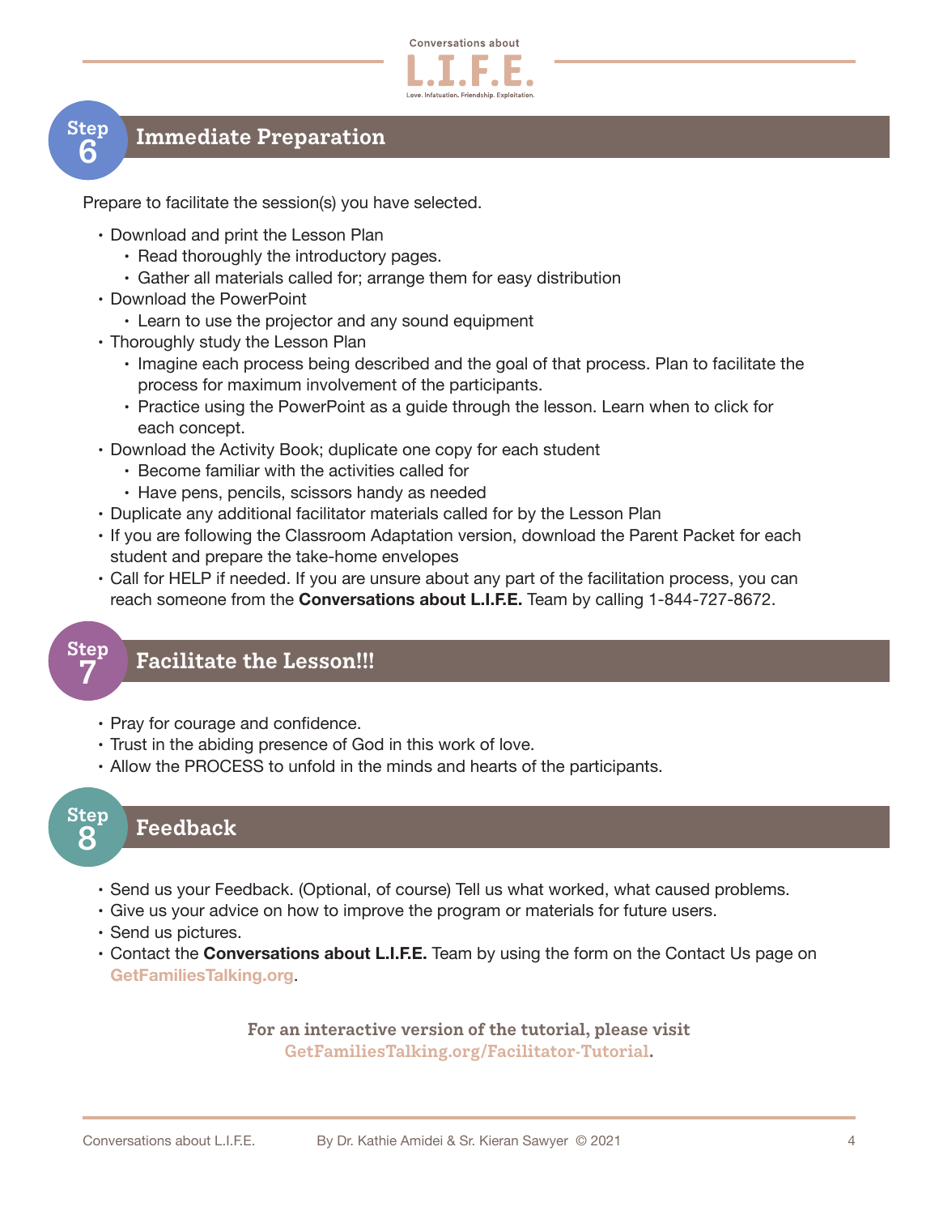## Step 6 Immediate Preparation

Prepare to facilitate the session(s) you have selected.

- Download and print the Lesson Plan
  - Read thoroughly the introductory pages.
  - Gather all materials called for; arrange them for easy distribution
- Download the PowerPoint
  - Learn to use the projector and any sound equipment
- Thoroughly study the Lesson Plan
  - Imagine each process being described and the goal of that process. Plan to facilitate the process for maximum involvement of the participants.
  - Practice using the PowerPoint as a guide through the lesson. Learn when to click for each concept.
- Download the Activity Book; duplicate one copy for each student
  - Become familiar with the activities called for
  - Have pens, pencils, scissors handy as needed
- Duplicate any additional facilitator materials called for by the Lesson Plan
- If you are following the Classroom Adaptation version, download the Parent Packet for each student and prepare the take-home envelopes
- Call for HELP if needed. If you are unsure about any part of the facilitation process, you can reach someone from the **Conversations about L.I.F.E.** Team by calling 1-844-727-8672.

## Step 7 Facilitate the Lesson!!!

- Pray for courage and confidence.
- Trust in the abiding presence of God in this work of love.
- Allow the PROCESS to unfold in the minds and hearts of the participants.

## Step 8 Feedback

- Send us your Feedback. (Optional, of course) Tell us what worked, what caused problems.
- Give us your advice on how to improve the program or materials for future users.
- Send us pictures.
- Contact the **Conversations about L.I.F.E.** Team by using the form on the Contact Us page on **GetFamiliesTalking.org**.

**For an interactive version of the tutorial, please visit GetFamiliesTalking.org/Facilitator-Tutorial.**